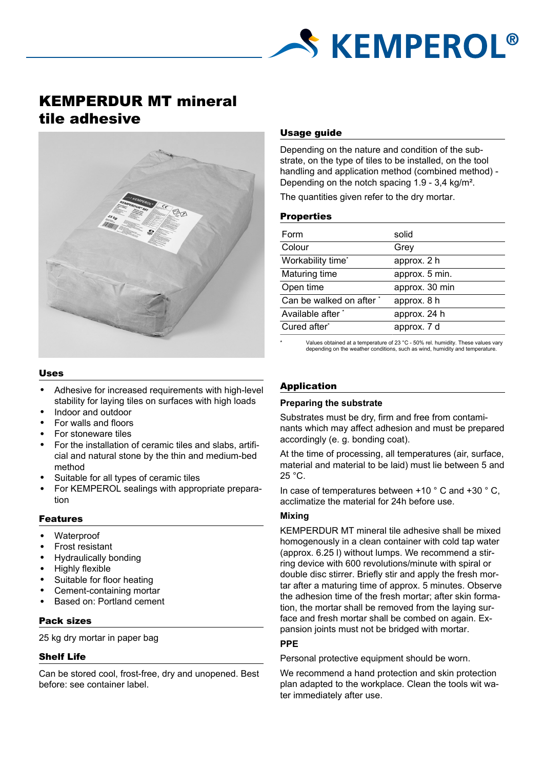# KEMPERDUR MT mineral tile adhesive

## Uses

- Adhesive for increased requirements with high-level stability for laying tiles on surfaces with high loads
- Indoor and outdoor
- For walls and floors
- For stoneware tiles
- For the installation of ceramic tiles and slabs, artificial and natural stone by the thin and medium-bed method
- Suitable for all types of ceramic tiles
- For KEMPEROL sealings with appropriate preparation

## Features

- Waterproof
- Frost resistant
- Hydraulically bonding
- Highly flexible
- Suitable for floor heating
- Cement-containing mortar
- Based on: Portland cement

## Pack sizes

25 kg dry mortar in paper bag

## Shelf Life

Can be stored cool, frost-free, dry and unopened. Best before: see container label.

## Usage guide

Depending on the nature and condition of the substrate, on the type of tiles to be installed, on the tool handling and application method (combined method) - Depending on the notch spacing 1.9 - 3,4 kg/m².

The quantities given refer to the dry mortar.

## Properties

| | |
|---|---|
| Form | solid |
| Colour | Grey |
| Workability time* | approx. 2 h |
| Maturing time | approx. 5 min. |
| Open time | approx. 30 min |
| Can be walked on after * | approx. 8 h |
| Available after * | approx. 24 h |
| Cured after* | approx. 7 d |

\* Values obtained at a temperature of 23 °C - 50% rel. humidity. These values vary depending on the weather conditions, such as wind, humidity and temperature.

## Application

### Preparing the substrate

Substrates must be dry, firm and free from contaminants which may affect adhesion and must be prepared accordingly (e. g. bonding coat).

At the time of processing, all temperatures (air, surface, material and material to be laid) must lie between 5 and 25 °C.

In case of temperatures between +10 ° C and +30 ° C, acclimatize the material for 24h before use.

### Mixing

KEMPERDUR MT mineral tile adhesive shall be mixed homogenously in a clean container with cold tap water (approx. 6.25 l) without lumps. We recommend a stirring device with 600 revolutions/minute with spiral or double disc stirrer. Briefly stir and apply the fresh mortar after a maturing time of approx. 5 minutes. Observe the adhesion time of the fresh mortar; after skin formation, the mortar shall be removed from the laying surface and fresh mortar shall be combed on again. Expansion joints must not be bridged with mortar.

### PPE

Personal protective equipment should be worn.

We recommend a hand protection and skin protection plan adapted to the workplace. Clean the tools wit water immediately after use.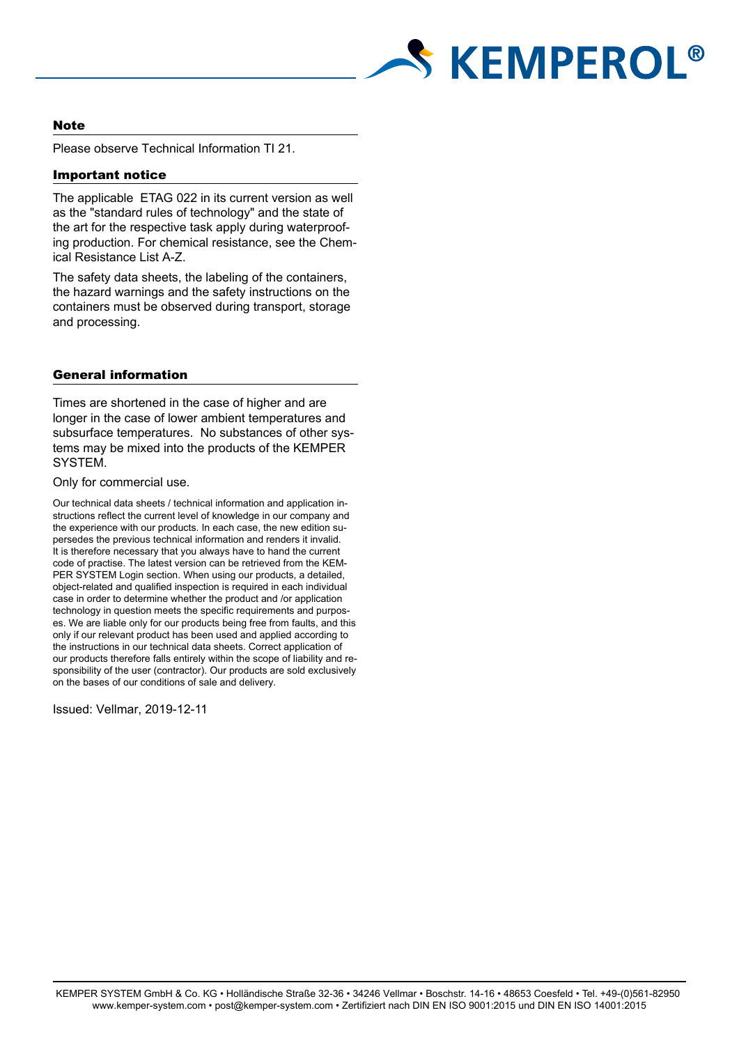## Note

Please observe Technical Information TI 21.

## Important notice

The applicable ETAG 022 in its current version as well as the "standard rules of technology" and the state of the art for the respective task apply during waterproofing production. For chemical resistance, see the Chemical Resistance List A-Z.

The safety data sheets, the labeling of the containers, the hazard warnings and the safety instructions on the containers must be observed during transport, storage and processing.

## General information

Times are shortened in the case of higher and are longer in the case of lower ambient temperatures and subsurface temperatures. No substances of other systems may be mixed into the products of the KEMPER SYSTEM.

Only for commercial use.

Our technical data sheets / technical information and application instructions reflect the current level of knowledge in our company and the experience with our products. In each case, the new edition supersedes the previous technical information and renders it invalid. It is therefore necessary that you always have to hand the current code of practise. The latest version can be retrieved from the KEMPER SYSTEM Login section. When using our products, a detailed, object-related and qualified inspection is required in each individual case in order to determine whether the product and /or application technology in question meets the specific requirements and purposes. We are liable only for our products being free from faults, and this only if our relevant product has been used and applied according to the instructions in our technical data sheets. Correct application of our products therefore falls entirely within the scope of liability and responsibility of the user (contractor). Our products are sold exclusively on the bases of our conditions of sale and delivery.

Issued: Vellmar, 2019-12-11

KEMPER SYSTEM GmbH & Co. KG • Holländische Straße 32-36 • 34246 Vellmar • Boschstr. 14-16 • 48653 Coesfeld • Tel. +49-(0)561-82950
www.kemper-system.com • post@kemper-system.com • Zertifiziert nach DIN EN ISO 9001:2015 und DIN EN ISO 14001:2015